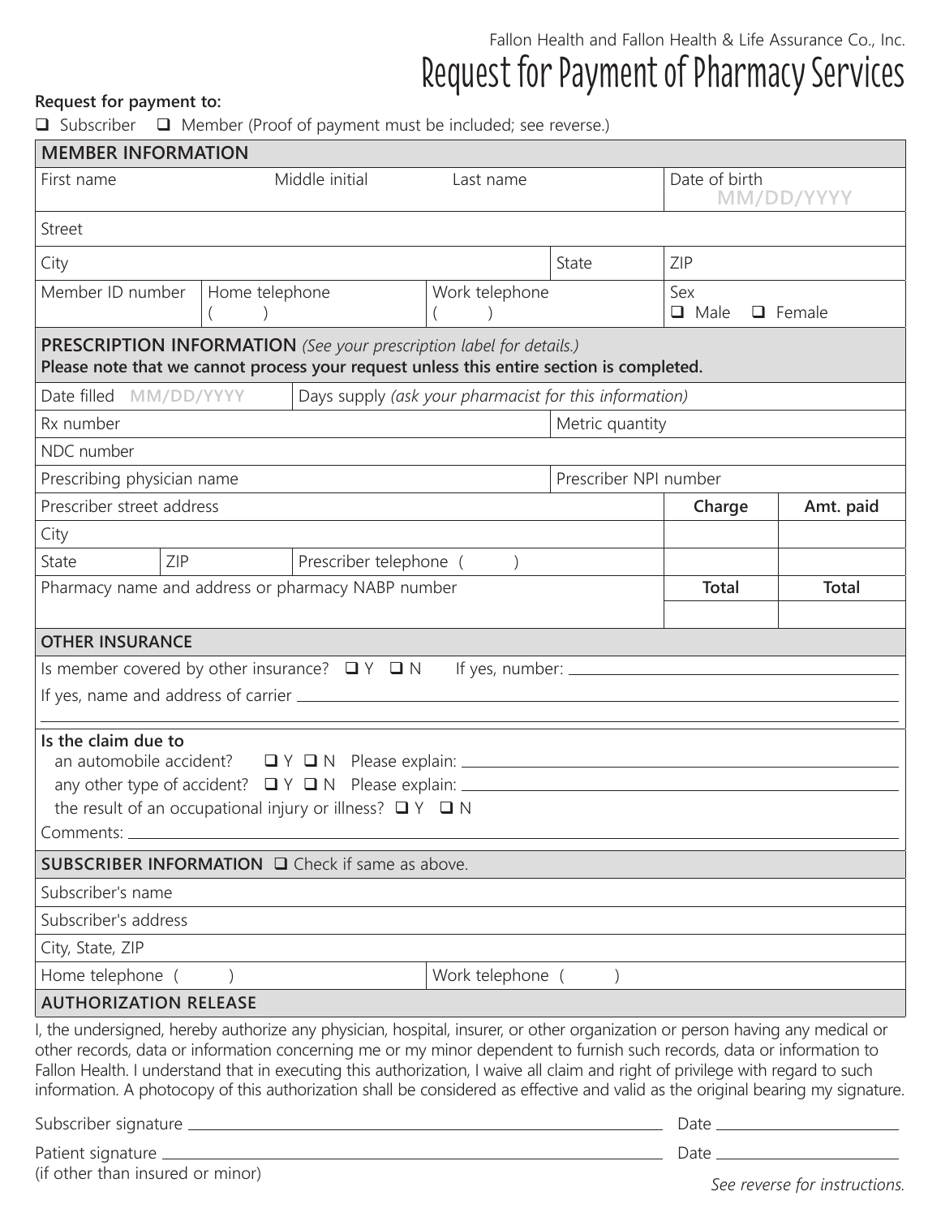Fallon Health and Fallon Health & Life Assurance Co., Inc.

# Request for Payment of Pharmacy Services

**Request for payment to:**

❑ Subscriber ❑ Member (Proof of payment must be included; see reverse.)

## MEMBER INFORMATION

| First name | Middle initial | Last name | Date of birth MM/DD/YYYY |
|---|---|---|---|
| Street | | | |
| City | | State | ZIP |
| Member ID number | Home telephone ( ) | Work telephone ( ) | Sex ❑ Male ❑ Female |

## PRESCRIPTION INFORMATION *(See your prescription label for details.)*

**Please note that we cannot process your request unless this entire section is completed.**

| | | | | |
|---|---|---|---|---|
| Date filled MM/DD/YYYY | Days supply *(ask your pharmacist for this information)* | | | |
| Rx number | | Metric quantity | | |
| NDC number | | | | |
| Prescribing physician name | | Prescriber NPI number | | |
| Prescriber street address | | | **Charge** | **Amt. paid** |
| City | | | | |
| State | ZIP | Prescriber telephone ( ) | | |
| Pharmacy name and address or pharmacy NABP number | | | **Total** | **Total** |

## OTHER INSURANCE

Is member covered by other insurance? ❑ Y ❑ N If yes, number: ____________________

If yes, name and address of carrier ____________________

**Is the claim due to**

an automobile accident? ❑ Y ❑ N Please explain: ____________________

any other type of accident? ❑ Y ❑ N Please explain: ____________________

the result of an occupational injury or illness? ❑ Y ❑ N

Comments: ____________________

## SUBSCRIBER INFORMATION ❑ Check if same as above.

| | |
|---|---|
| Subscriber's name | |
| Subscriber's address | |
| City, State, ZIP | |
| Home telephone ( ) | Work telephone ( ) |

## AUTHORIZATION RELEASE

I, the undersigned, hereby authorize any physician, hospital, insurer, or other organization or person having any medical or other records, data or information concerning me or my minor dependent to furnish such records, data or information to Fallon Health. I understand that in executing this authorization, I waive all claim and right of privilege with regard to such information. A photocopy of this authorization shall be considered as effective and valid as the original bearing my signature.

Subscriber signature ____________________ Date __________

Patient signature ____________________ Date __________
(if other than insured or minor)

*See reverse for instructions.*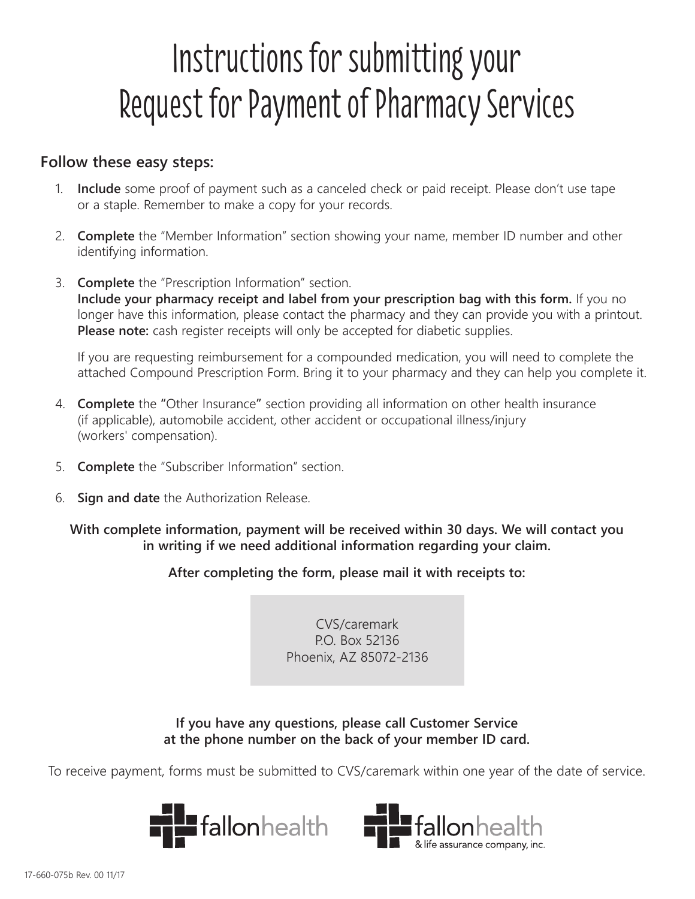# Instructions for submitting your Request for Payment of Pharmacy Services

### Follow these easy steps:

1. **Include** some proof of payment such as a canceled check or paid receipt. Please don't use tape or a staple. Remember to make a copy for your records.

2. **Complete** the "Member Information" section showing your name, member ID number and other identifying information.

3. **Complete** the "Prescription Information" section.
   **Include your pharmacy receipt and label from your prescription bag with this form.** If you no longer have this information, please contact the pharmacy and they can provide you with a printout. **Please note:** cash register receipts will only be accepted for diabetic supplies.

   If you are requesting reimbursement for a compounded medication, you will need to complete the attached Compound Prescription Form. Bring it to your pharmacy and they can help you complete it.

4. **Complete** the "Other Insurance" section providing all information on other health insurance (if applicable), automobile accident, other accident or occupational illness/injury (workers' compensation).

5. **Complete** the "Subscriber Information" section.

6. **Sign and date** the Authorization Release.

**With complete information, payment will be received within 30 days. We will contact you in writing if we need additional information regarding your claim.**

**After completing the form, please mail it with receipts to:**

CVS/caremark
P.O. Box 52136
Phoenix, AZ 85072-2136

**If you have any questions, please call Customer Service at the phone number on the back of your member ID card.**

To receive payment, forms must be submitted to CVS/caremark within one year of the date of service.

fallonhealth    fallonhealth & life assurance company, inc.

17-660-075b Rev. 00 11/17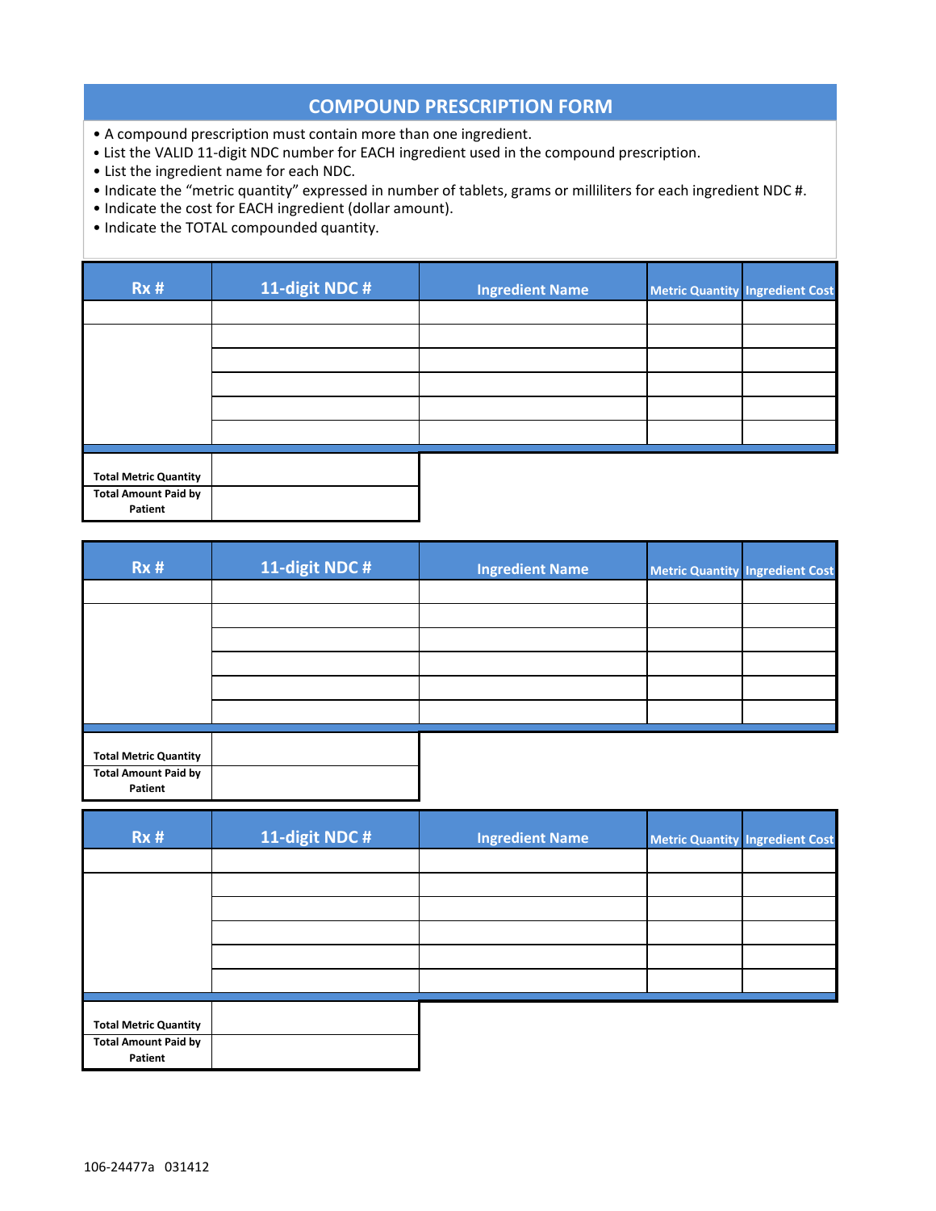## COMPOUND PRESCRIPTION FORM

- A compound prescription must contain more than one ingredient.
- List the VALID 11-digit NDC number for EACH ingredient used in the compound prescription.
- List the ingredient name for each NDC.
- Indicate the “metric quantity” expressed in number of tablets, grams or milliliters for each ingredient NDC #.
- Indicate the cost for EACH ingredient (dollar amount).
- Indicate the TOTAL compounded quantity.

| Rx # | 11-digit NDC # | Ingredient Name | Metric Quantity | Ingredient Cost |
|---|---|---|---|---|
| | | | | |
| | | | | |
| | | | | |
| | | | | |
| | | | | |
| | | | | |

| | |
|---|---|
| **Total Metric Quantity** | |
| **Total Amount Paid by Patient** | |

| Rx # | 11-digit NDC # | Ingredient Name | Metric Quantity | Ingredient Cost |
|---|---|---|---|---|
| | | | | |
| | | | | |
| | | | | |
| | | | | |
| | | | | |
| | | | | |

| | |
|---|---|
| **Total Metric Quantity** | |
| **Total Amount Paid by Patient** | |

| Rx # | 11-digit NDC # | Ingredient Name | Metric Quantity | Ingredient Cost |
|---|---|---|---|---|
| | | | | |
| | | | | |
| | | | | |
| | | | | |
| | | | | |
| | | | | |

| | |
|---|---|
| **Total Metric Quantity** | |
| **Total Amount Paid by Patient** | |

106-24477a 031412